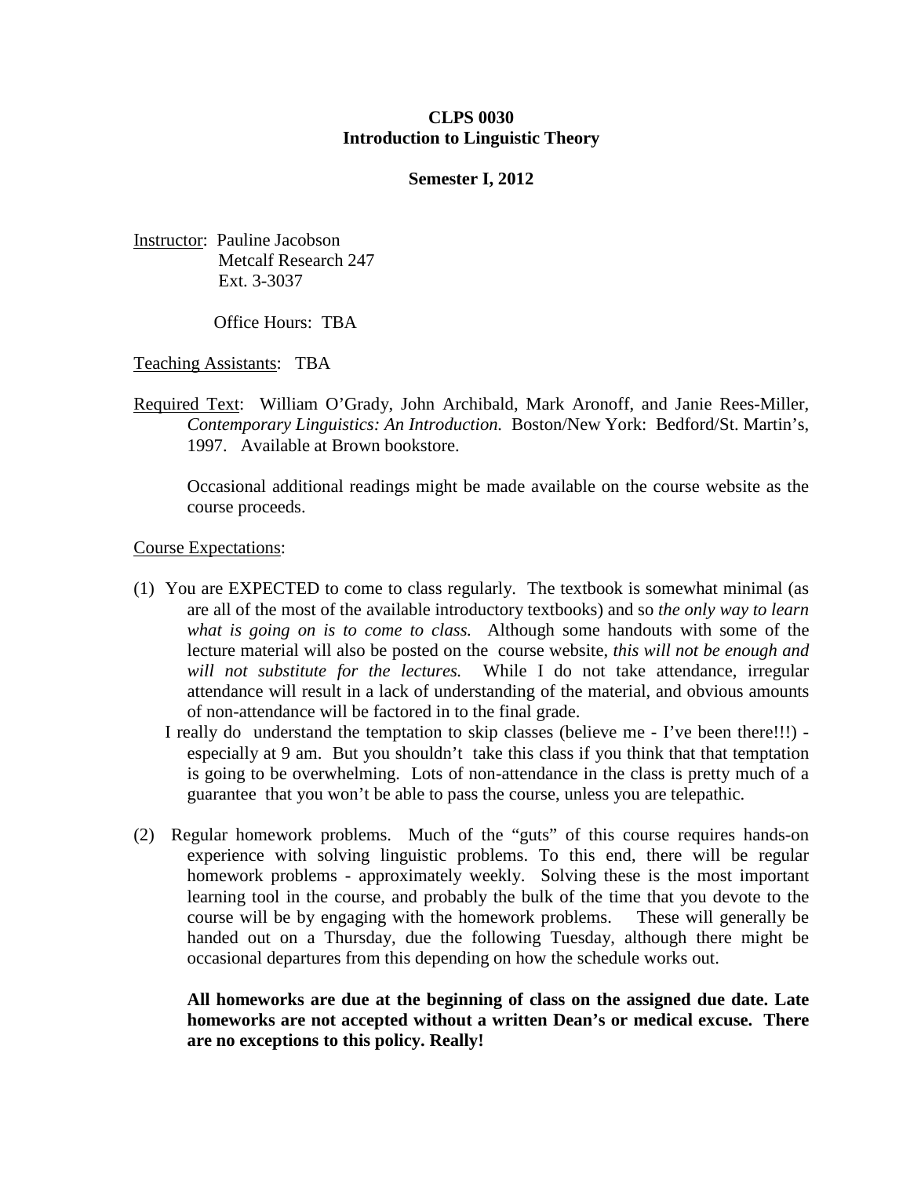**CLPS 0030**
**Introduction to Linguistic Theory**

**Semester I, 2012**

Instructor: Pauline Jacobson
Metcalf Research 247
Ext. 3-3037

Office Hours: TBA

Teaching Assistants: TBA

Required Text: William O'Grady, John Archibald, Mark Aronoff, and Janie Rees-Miller, *Contemporary Linguistics: An Introduction.* Boston/New York: Bedford/St. Martin's, 1997. Available at Brown bookstore.

Occasional additional readings might be made available on the course website as the course proceeds.

Course Expectations:

(1) You are EXPECTED to come to class regularly. The textbook is somewhat minimal (as are all of the most of the available introductory textbooks) and so *the only way to learn what is going on is to come to class.* Although some handouts with some of the lecture material will also be posted on the course website, *this will not be enough and will not substitute for the lectures.* While I do not take attendance, irregular attendance will result in a lack of understanding of the material, and obvious amounts of non-attendance will be factored in to the final grade.

I really do understand the temptation to skip classes (believe me - I've been there!!!) - especially at 9 am. But you shouldn't take this class if you think that that temptation is going to be overwhelming. Lots of non-attendance in the class is pretty much of a guarantee that you won't be able to pass the course, unless you are telepathic.

(2) Regular homework problems. Much of the "guts" of this course requires hands-on experience with solving linguistic problems. To this end, there will be regular homework problems - approximately weekly. Solving these is the most important learning tool in the course, and probably the bulk of the time that you devote to the course will be by engaging with the homework problems. These will generally be handed out on a Thursday, due the following Tuesday, although there might be occasional departures from this depending on how the schedule works out.

**All homeworks are due at the beginning of class on the assigned due date. Late homeworks are not accepted without a written Dean's or medical excuse. There are no exceptions to this policy. Really!**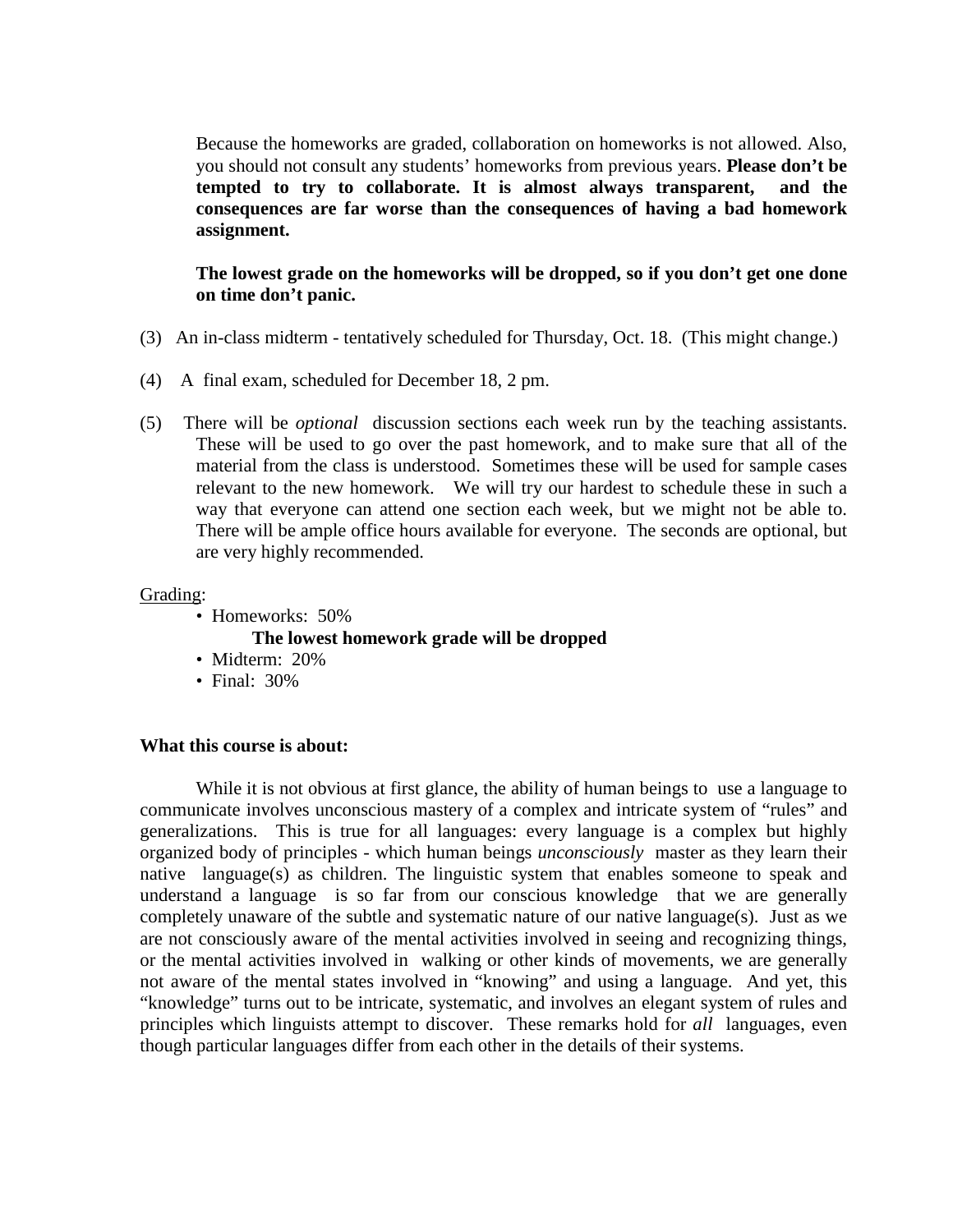Because the homeworks are graded, collaboration on homeworks is not allowed. Also, you should not consult any students' homeworks from previous years. **Please don't be tempted to try to collaborate. It is almost always transparent, and the consequences are far worse than the consequences of having a bad homework assignment.**

**The lowest grade on the homeworks will be dropped, so if you don't get one done on time don't panic.**

(3) An in-class midterm - tentatively scheduled for Thursday, Oct. 18. (This might change.)

(4) A final exam, scheduled for December 18, 2 pm.

(5) There will be *optional* discussion sections each week run by the teaching assistants. These will be used to go over the past homework, and to make sure that all of the material from the class is understood. Sometimes these will be used for sample cases relevant to the new homework. We will try our hardest to schedule these in such a way that everyone can attend one section each week, but we might not be able to. There will be ample office hours available for everyone. The seconds are optional, but are very highly recommended.

Grading:

- Homeworks: 50%
  **The lowest homework grade will be dropped**
- Midterm: 20%
- Final: 30%

**What this course is about:**

While it is not obvious at first glance, the ability of human beings to use a language to communicate involves unconscious mastery of a complex and intricate system of "rules" and generalizations. This is true for all languages: every language is a complex but highly organized body of principles - which human beings *unconsciously* master as they learn their native language(s) as children. The linguistic system that enables someone to speak and understand a language is so far from our conscious knowledge that we are generally completely unaware of the subtle and systematic nature of our native language(s). Just as we are not consciously aware of the mental activities involved in seeing and recognizing things, or the mental activities involved in walking or other kinds of movements, we are generally not aware of the mental states involved in "knowing" and using a language. And yet, this "knowledge" turns out to be intricate, systematic, and involves an elegant system of rules and principles which linguists attempt to discover. These remarks hold for *all* languages, even though particular languages differ from each other in the details of their systems.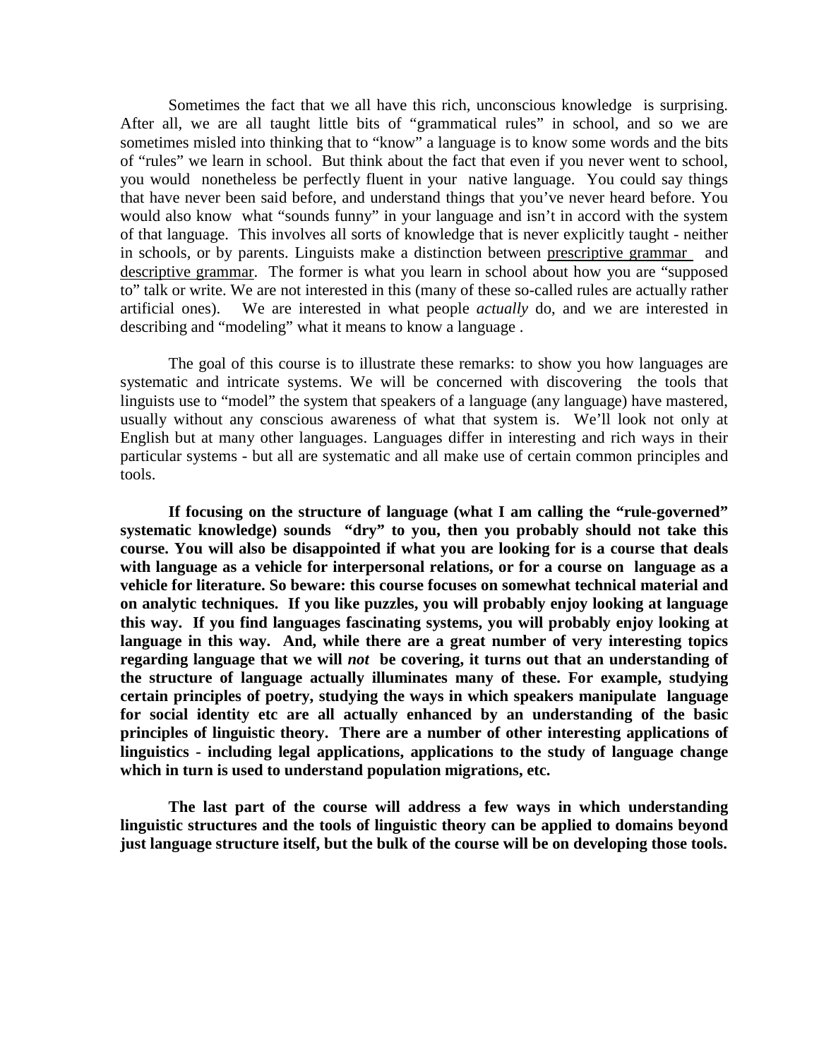Sometimes the fact that we all have this rich, unconscious knowledge is surprising. After all, we are all taught little bits of "grammatical rules" in school, and so we are sometimes misled into thinking that to "know" a language is to know some words and the bits of "rules" we learn in school. But think about the fact that even if you never went to school, you would nonetheless be perfectly fluent in your native language. You could say things that have never been said before, and understand things that you've never heard before. You would also know what "sounds funny" in your language and isn't in accord with the system of that language. This involves all sorts of knowledge that is never explicitly taught - neither in schools, or by parents. Linguists make a distinction between <u>prescriptive grammar</u> and <u>descriptive grammar</u>. The former is what you learn in school about how you are "supposed to" talk or write. We are not interested in this (many of these so-called rules are actually rather artificial ones). We are interested in what people *actually* do, and we are interested in describing and "modeling" what it means to know a language .

The goal of this course is to illustrate these remarks: to show you how languages are systematic and intricate systems. We will be concerned with discovering the tools that linguists use to "model" the system that speakers of a language (any language) have mastered, usually without any conscious awareness of what that system is. We'll look not only at English but at many other languages. Languages differ in interesting and rich ways in their particular systems - but all are systematic and all make use of certain common principles and tools.

**If focusing on the structure of language (what I am calling the "rule-governed" systematic knowledge) sounds "dry" to you, then you probably should not take this course. You will also be disappointed if what you are looking for is a course that deals with language as a vehicle for interpersonal relations, or for a course on language as a vehicle for literature. So beware: this course focuses on somewhat technical material and on analytic techniques. If you like puzzles, you will probably enjoy looking at language this way. If you find languages fascinating systems, you will probably enjoy looking at language in this way. And, while there are a great number of very interesting topics regarding language that we will *not* be covering, it turns out that an understanding of the structure of language actually illuminates many of these. For example, studying certain principles of poetry, studying the ways in which speakers manipulate language for social identity etc are all actually enhanced by an understanding of the basic principles of linguistic theory. There are a number of other interesting applications of linguistics - including legal applications, applications to the study of language change which in turn is used to understand population migrations, etc.**

**The last part of the course will address a few ways in which understanding linguistic structures and the tools of linguistic theory can be applied to domains beyond just language structure itself, but the bulk of the course will be on developing those tools.**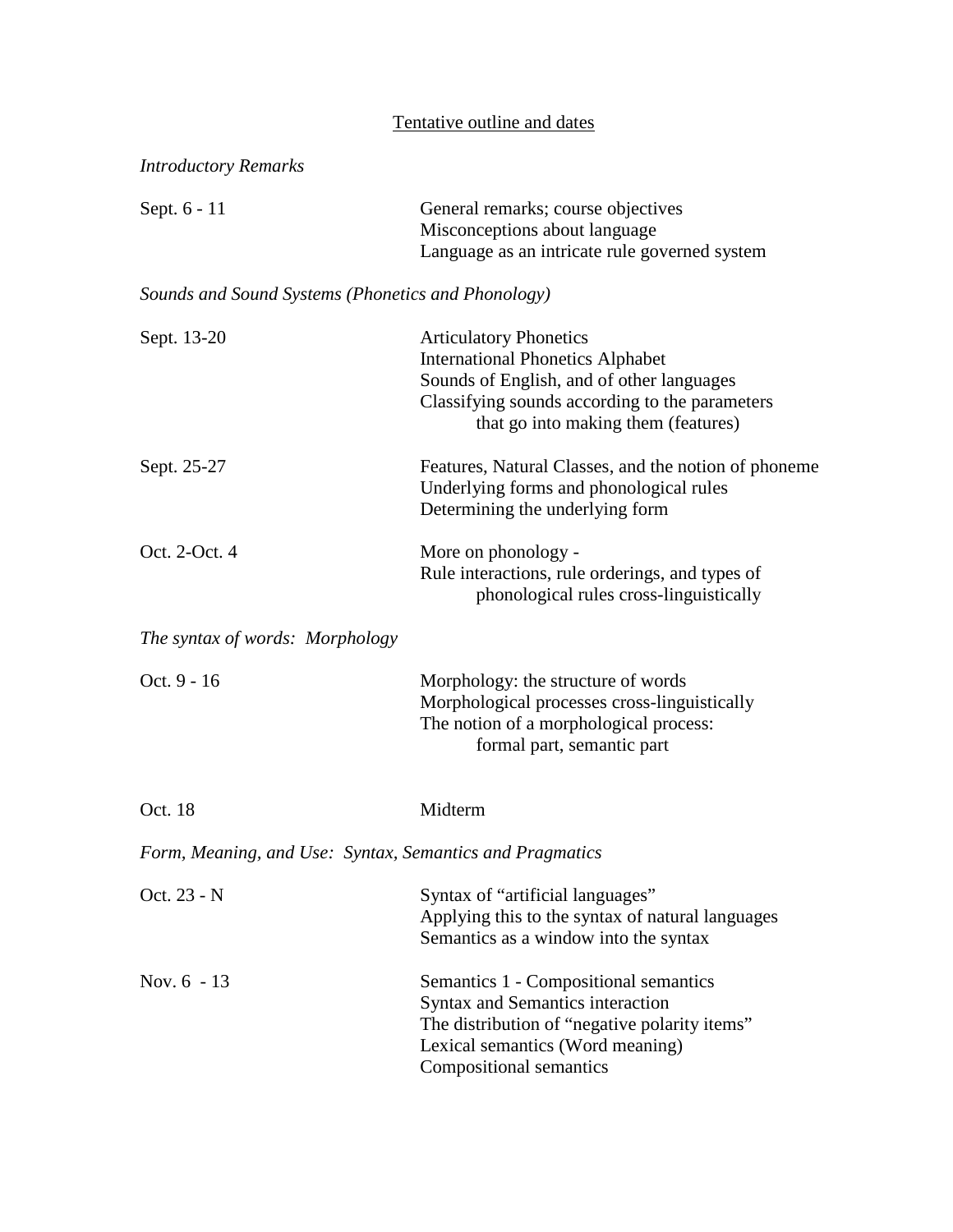<u>Tentative outline and dates</u>

*Introductory Remarks*

| | |
|---|---|
| Sept. 6 - 11 | General remarks; course objectives<br>Misconceptions about language<br>Language as an intricate rule governed system |

*Sounds and Sound Systems (Phonetics and Phonology)*

| | |
|---|---|
| Sept. 13-20 | Articulatory Phonetics<br>International Phonetics Alphabet<br>Sounds of English, and of other languages<br>Classifying sounds according to the parameters that go into making them (features) |
| Sept. 25-27 | Features, Natural Classes, and the notion of phoneme<br>Underlying forms and phonological rules<br>Determining the underlying form |
| Oct. 2-Oct. 4 | More on phonology -<br>Rule interactions, rule orderings, and types of phonological rules cross-linguistically |

*The syntax of words: Morphology*

| | |
|---|---|
| Oct. 9 - 16 | Morphology: the structure of words<br>Morphological processes cross-linguistically<br>The notion of a morphological process: formal part, semantic part |
| Oct. 18 | Midterm |

*Form, Meaning, and Use: Syntax, Semantics and Pragmatics*

| | |
|---|---|
| Oct. 23 - N | Syntax of "artificial languages"<br>Applying this to the syntax of natural languages<br>Semantics as a window into the syntax |
| Nov. 6 - 13 | Semantics 1 - Compositional semantics<br>Syntax and Semantics interaction<br>The distribution of "negative polarity items"<br>Lexical semantics (Word meaning)<br>Compositional semantics |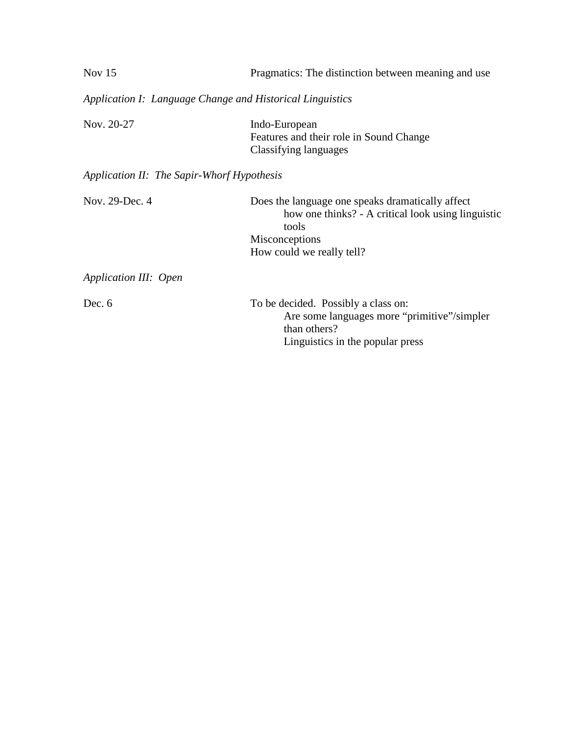| | |
|---|---|
| Nov 15 | Pragmatics: The distinction between meaning and use |

*Application I: Language Change and Historical Linguistics*

| | |
|---|---|
| Nov. 20-27 | Indo-European<br>Features and their role in Sound Change<br>Classifying languages |

*Application II: The Sapir-Whorf Hypothesis*

| | |
|---|---|
| Nov. 29-Dec. 4 | Does the language one speaks dramatically affect how one thinks? - A critical look using linguistic tools<br>Misconceptions<br>How could we really tell? |

*Application III: Open*

| | |
|---|---|
| Dec. 6 | To be decided. Possibly a class on:<br>Are some languages more “primitive”/simpler than others?<br>Linguistics in the popular press |